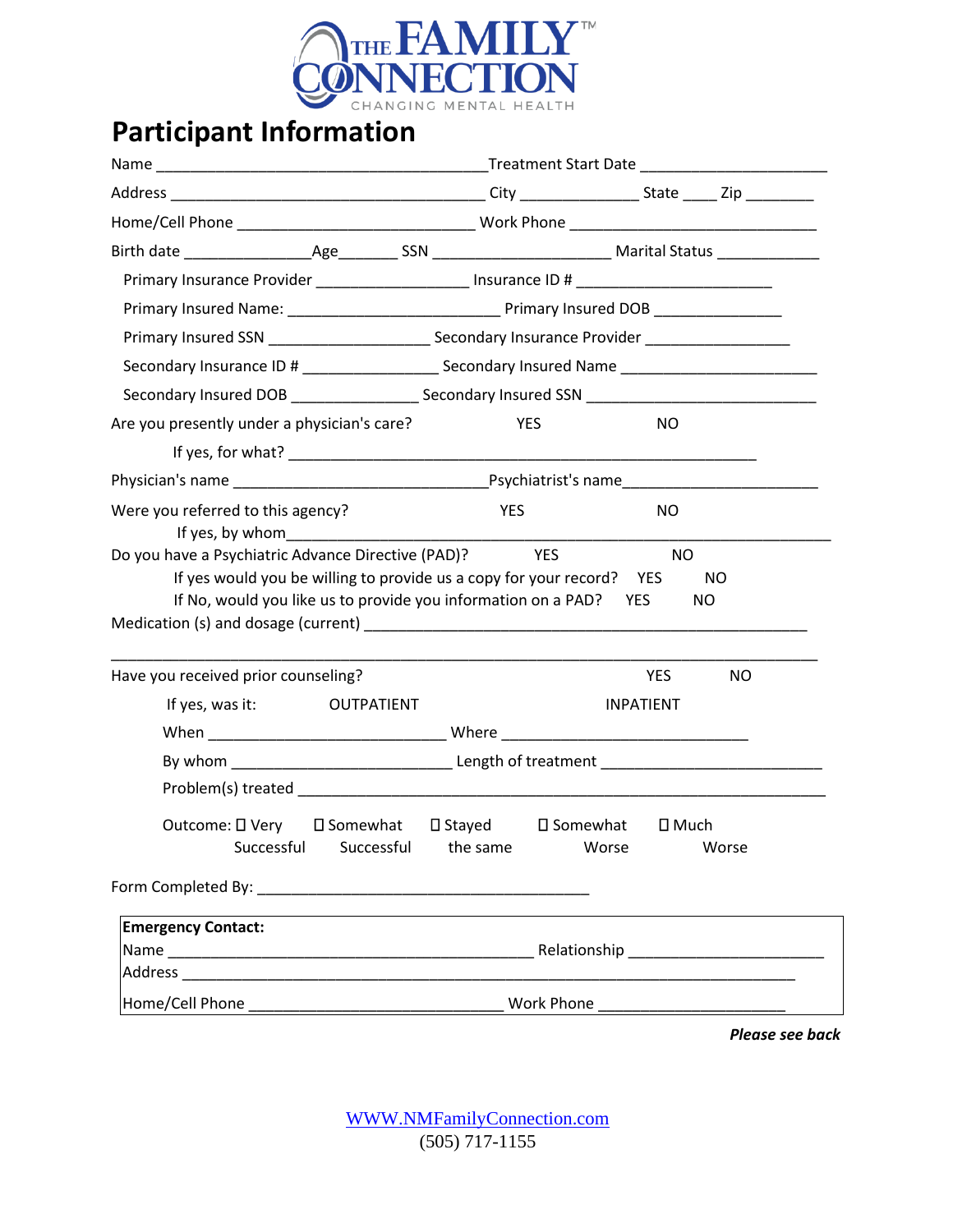THE FAMILY™ CONNECTION
CHANGING MENTAL HEALTH

# Participant Information

Name ________________________________________ Treatment Start Date ______________________

Address ______________________________________ City ______________ State ____ Zip ________

Home/Cell Phone ____________________________ Work Phone ______________________________

Birth date ______________ Age_______ SSN ____________________ Marital Status ____________

Primary Insurance Provider _________________ Insurance ID # _______________________

Primary Insured Name: ________________________ Primary Insured DOB _______________

Primary Insured SSN __________________ Secondary Insurance Provider _________________

Secondary Insurance ID # ________________ Secondary Insured Name ______________________

Secondary Insured DOB _______________ Secondary Insured SSN ___________________________

Are you presently under a physician's care? YES NO

If yes, for what? _________________________________________________________

Physician's name ______________________________ Psychiatrist's name_______________________

Were you referred to this agency? YES NO

If yes, by whom_________________________________________________________________

Do you have a Psychiatric Advance Directive (PAD)? YES NO

If yes would you be willing to provide us a copy for your record? YES NO

If No, would you like us to provide you information on a PAD? YES NO

Medication (s) and dosage (current) _____________________________________________________

___________________________________________________________________________

Have you received prior counseling? YES NO

If yes, was it: OUTPATIENT INPATIENT

When ___________________________ Where _____________________________

By whom _________________________ Length of treatment __________________________

Problem(s) treated _____________________________________________________________

Outcome: ☐ Very Successful ☐ Somewhat Successful ☐ Stayed the same ☐ Somewhat Worse ☐ Much Worse

Form Completed By: ________________________________________

**Emergency Contact:**

Name _____________________________________________ Relationship ______________________

Address ___________________________________________________________________________

Home/Cell Phone ______________________________ Work Phone ______________________

***Please see back***

WWW.NMFamilyConnection.com
(505) 717-1155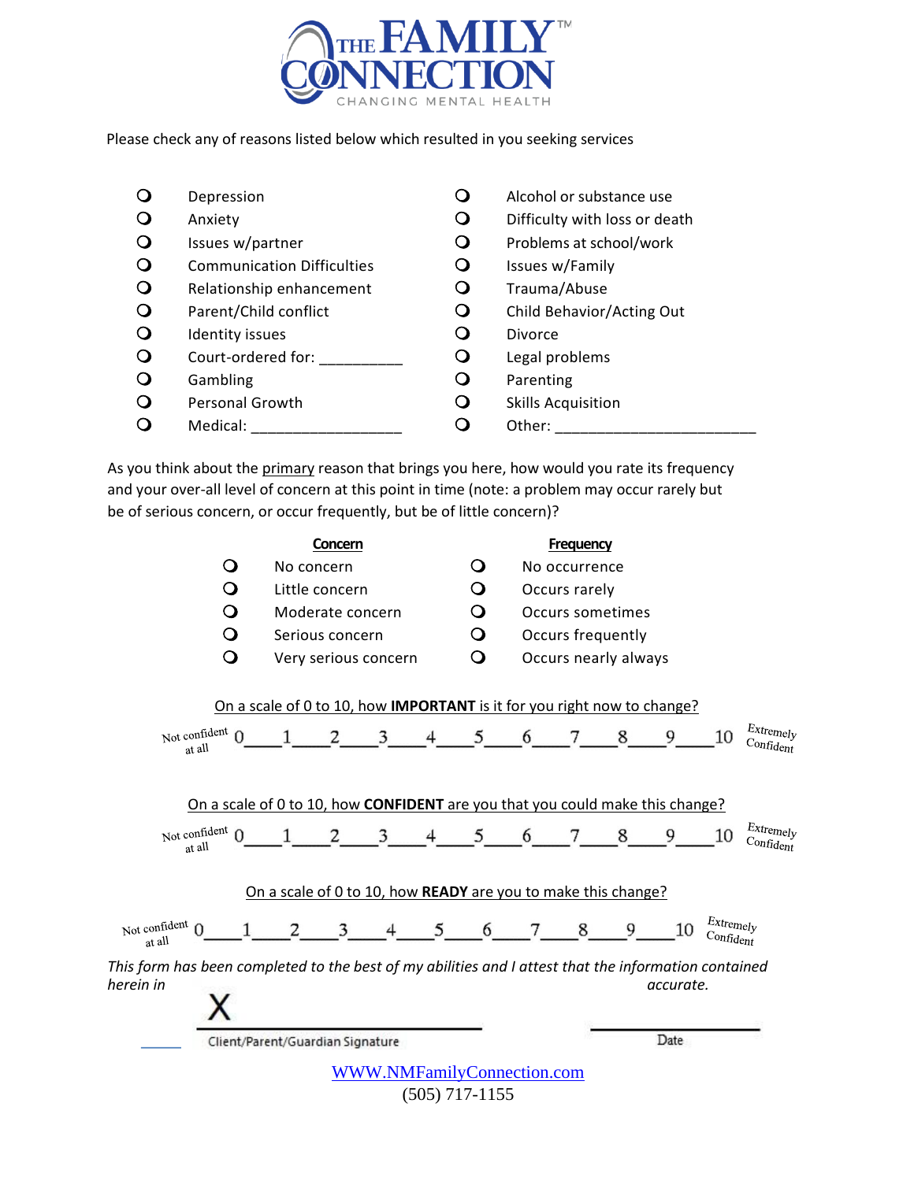# THE FAMILY CONNECTION™
CHANGING MENTAL HEALTH

Please check any of reasons listed below which resulted in you seeking services

- ❍ Depression
- ❍ Anxiety
- ❍ Issues w/partner
- ❍ Communication Difficulties
- ❍ Relationship enhancement
- ❍ Parent/Child conflict
- ❍ Identity issues
- ❍ Court-ordered for: __________
- ❍ Gambling
- ❍ Personal Growth
- ❍ Medical: __________________
- ❍ Alcohol or substance use
- ❍ Difficulty with loss or death
- ❍ Problems at school/work
- ❍ Issues w/Family
- ❍ Trauma/Abuse
- ❍ Child Behavior/Acting Out
- ❍ Divorce
- ❍ Legal problems
- ❍ Parenting
- ❍ Skills Acquisition
- ❍ Other: ________________________

As you think about the <u>primary</u> reason that brings you here, how would you rate its frequency and your over-all level of concern at this point in time (note: a problem may occur rarely but be of serious concern, or occur frequently, but be of little concern)?

| **Concern** | **Frequency** |
|---|---|
| ❍ No concern | ❍ No occurrence |
| ❍ Little concern | ❍ Occurs rarely |
| ❍ Moderate concern | ❍ Occurs sometimes |
| ❍ Serious concern | ❍ Occurs frequently |
| ❍ Very serious concern | ❍ Occurs nearly always |

<u>On a scale of 0 to 10, how **IMPORTANT** is it for you right now to change?</u>

Not confident at all 0\_\_\_\_1\_\_\_\_2\_\_\_\_3\_\_\_\_4\_\_\_\_5\_\_\_\_6\_\_\_\_7\_\_\_\_8\_\_\_\_9\_\_\_\_10 Extremely Confident

<u>On a scale of 0 to 10, how **CONFIDENT** are you that you could make this change?</u>

Not confident at all 0\_\_\_\_1\_\_\_\_2\_\_\_\_3\_\_\_\_4\_\_\_\_5\_\_\_\_6\_\_\_\_7\_\_\_\_8\_\_\_\_9\_\_\_\_10 Extremely Confident

<u>On a scale of 0 to 10, how **READY** are you to make this change?</u>

Not confident at all 0\_\_\_\_1\_\_\_\_2\_\_\_\_3\_\_\_\_4\_\_\_\_5\_\_\_\_6\_\_\_\_7\_\_\_\_8\_\_\_\_9\_\_\_\_10 Extremely Confident

*This form has been completed to the best of my abilities and I attest that the information contained herein in accurate.*

X ______________________________ ______________________

Client/Parent/Guardian Signature Date

WWW.NMFamilyConnection.com

(505) 717-1155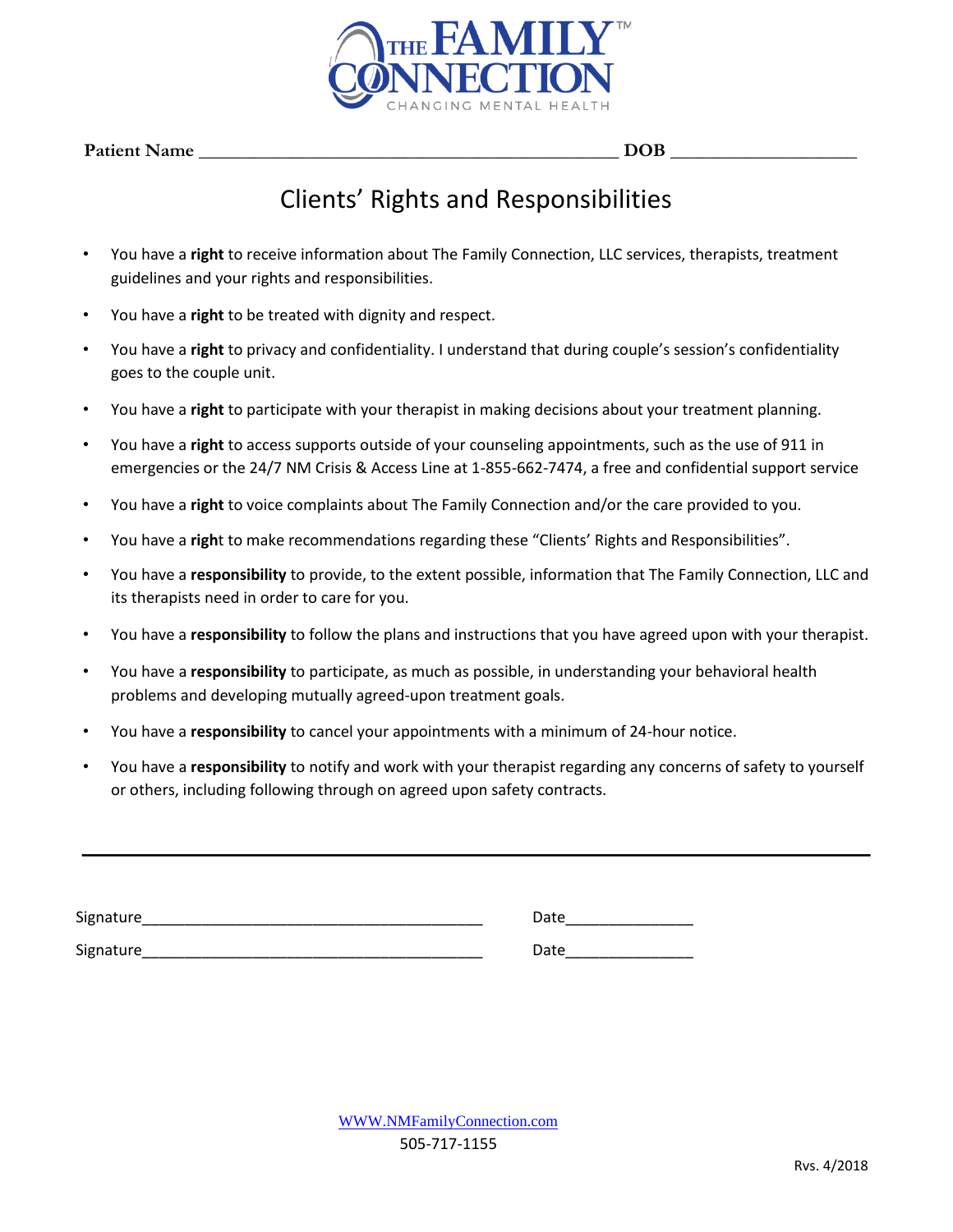THE FAMILY CONNECTION™

CHANGING MENTAL HEALTH

**Patient Name** _____________________________________________ **DOB** ____________________

# Clients' Rights and Responsibilities

- You have a **right** to receive information about The Family Connection, LLC services, therapists, treatment guidelines and your rights and responsibilities.
- You have a **right** to be treated with dignity and respect.
- You have a **right** to privacy and confidentiality. I understand that during couple's session's confidentiality goes to the couple unit.
- You have a **right** to participate with your therapist in making decisions about your treatment planning.
- You have a **right** to access supports outside of your counseling appointments, such as the use of 911 in emergencies or the 24/7 NM Crisis & Access Line at 1-855-662-7474, a free and confidential support service
- You have a **right** to voice complaints about The Family Connection and/or the care provided to you.
- You have a **righ**t to make recommendations regarding these "Clients' Rights and Responsibilities".
- You have a **responsibility** to provide, to the extent possible, information that The Family Connection, LLC and its therapists need in order to care for you.
- You have a **responsibility** to follow the plans and instructions that you have agreed upon with your therapist.
- You have a **responsibility** to participate, as much as possible, in understanding your behavioral health problems and developing mutually agreed-upon treatment goals.
- You have a **responsibility** to cancel your appointments with a minimum of 24-hour notice.
- You have a **responsibility** to notify and work with your therapist regarding any concerns of safety to yourself or others, including following through on agreed upon safety contracts.

---

Signature_______________________________________ Date_______________

Signature_______________________________________ Date_______________

WWW.NMFamilyConnection.com

505-717-1155

Rvs. 4/2018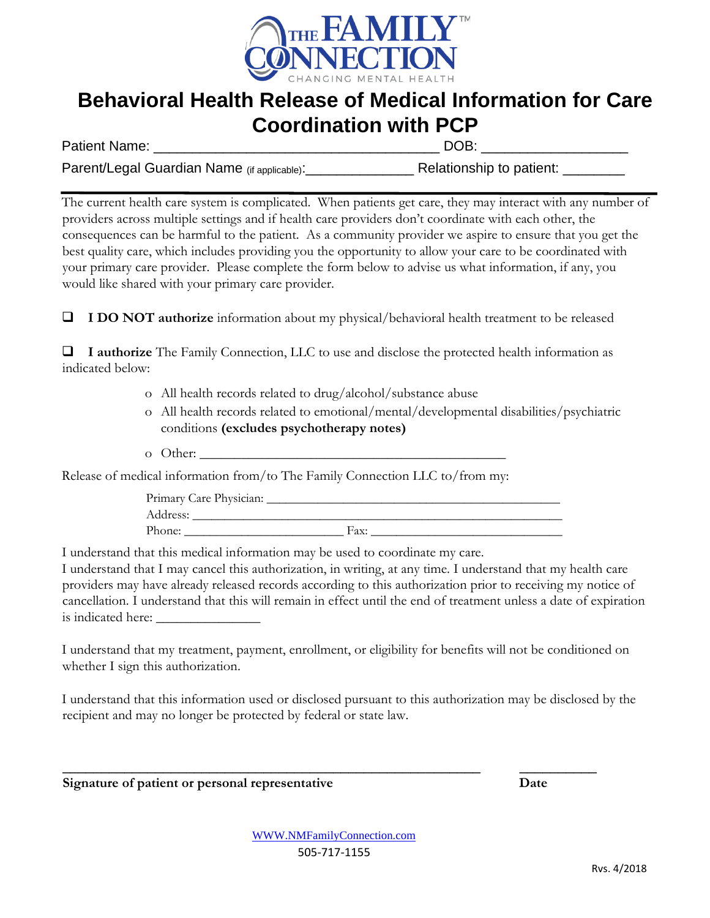THE FAMILY CONNECTION™
CHANGING MENTAL HEALTH

# Behavioral Health Release of Medical Information for Care Coordination with PCP

Patient Name: ____________________________________ DOB: __________________

Parent/Legal Guardian Name (if applicable):______________ Relationship to patient: ________

---

The current health care system is complicated. When patients get care, they may interact with any number of providers across multiple settings and if health care providers don't coordinate with each other, the consequences can be harmful to the patient. As a community provider we aspire to ensure that you get the best quality care, which includes providing you the opportunity to allow your care to be coordinated with your primary care provider. Please complete the form below to advise us what information, if any, you would like shared with your primary care provider.

☐ **I DO NOT authorize** information about my physical/behavioral health treatment to be released

☐ **I authorize** The Family Connection, LLC to use and disclose the protected health information as indicated below:

- All health records related to drug/alcohol/substance abuse
- All health records related to emotional/mental/developmental disabilities/psychiatric conditions **(excludes psychotherapy notes)**
- Other: ____________________________________________

Release of medical information from/to The Family Connection LLC to/from my:

Primary Care Physician: ____________________________________________
Address: ______________________________________________________
Phone: ________________________ Fax: _____________________________

I understand that this medical information may be used to coordinate my care.
I understand that I may cancel this authorization, in writing, at any time. I understand that my health care providers may have already released records according to this authorization prior to receiving my notice of cancellation. I understand that this will remain in effect until the end of treatment unless a date of expiration is indicated here: _______________

I understand that my treatment, payment, enrollment, or eligibility for benefits will not be conditioned on whether I sign this authorization.

I understand that this information used or disclosed pursuant to this authorization may be disclosed by the recipient and may no longer be protected by federal or state law.

______________________________________________________________ ___________

**Signature of patient or personal representative** **Date**

WWW.NMFamilyConnection.com
505-717-1155

Rvs. 4/2018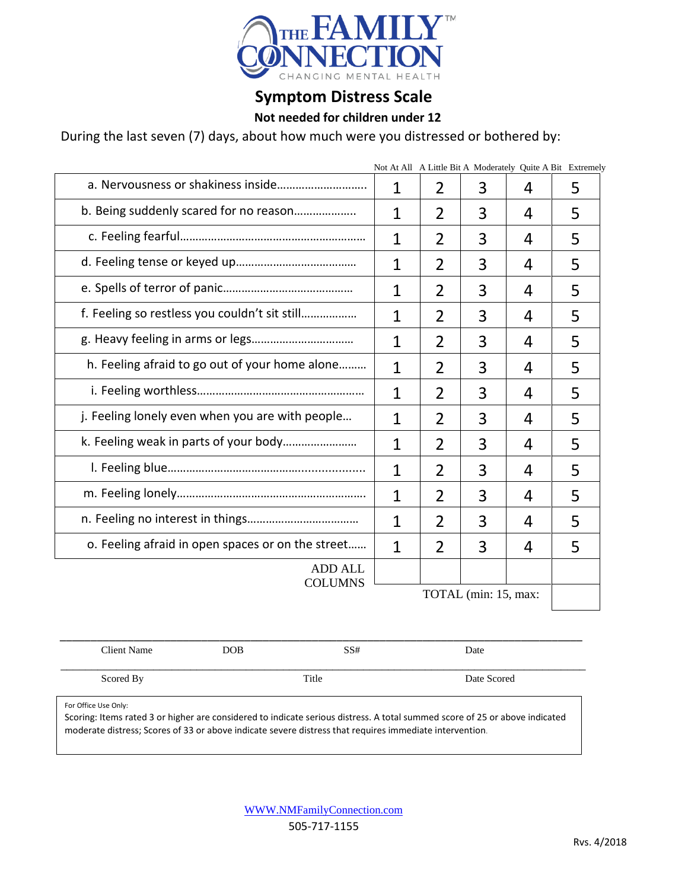THE FAMILY CONNECTION™
CHANGING MENTAL HEALTH

# Symptom Distress Scale

**Not needed for children under 12**

During the last seven (7) days, about how much were you distressed or bothered by:

| | Not At All | A Little Bit | A Moderately | Quite A Bit | Extremely |
|---|---|---|---|---|---|
| a. Nervousness or shakiness inside………………………. | 1 | 2 | 3 | 4 | 5 |
| b. Being suddenly scared for no reason………………. | 1 | 2 | 3 | 4 | 5 |
| c. Feeling fearful……………………………………………… | 1 | 2 | 3 | 4 | 5 |
| d. Feeling tense or keyed up………………………………. | 1 | 2 | 3 | 4 | 5 |
| e. Spells of terror of panic…………………………………. | 1 | 2 | 3 | 4 | 5 |
| f. Feeling so restless you couldn't sit still……………. | 1 | 2 | 3 | 4 | 5 |
| g. Heavy feeling in arms or legs…………………………. | 1 | 2 | 3 | 4 | 5 |
| h. Feeling afraid to go out of your home alone……… | 1 | 2 | 3 | 4 | 5 |
| i. Feeling worthless……………………………………………. | 1 | 2 | 3 | 4 | 5 |
| j. Feeling lonely even when you are with people… | 1 | 2 | 3 | 4 | 5 |
| k. Feeling weak in parts of your body………………….. | 1 | 2 | 3 | 4 | 5 |
| l. Feeling blue……………………………………………………. | 1 | 2 | 3 | 4 | 5 |
| m. Feeling lonely………………………………………………… | 1 | 2 | 3 | 4 | 5 |
| n. Feeling no interest in things……………………………. | 1 | 2 | 3 | 4 | 5 |
| o. Feeling afraid in open spaces or on the street…… | 1 | 2 | 3 | 4 | 5 |
| ADD ALL COLUMNS | | | | | |
| TOTAL (min: 15, max: | | | | | |

Client Name　　DOB　　SS#　　Date

Scored By　　Title　　Date Scored

For Office Use Only:
Scoring: Items rated 3 or higher are considered to indicate serious distress. A total summed score of 25 or above indicated moderate distress; Scores of 33 or above indicate severe distress that requires immediate intervention.

WWW.NMFamilyConnection.com
505-717-1155

Rvs. 4/2018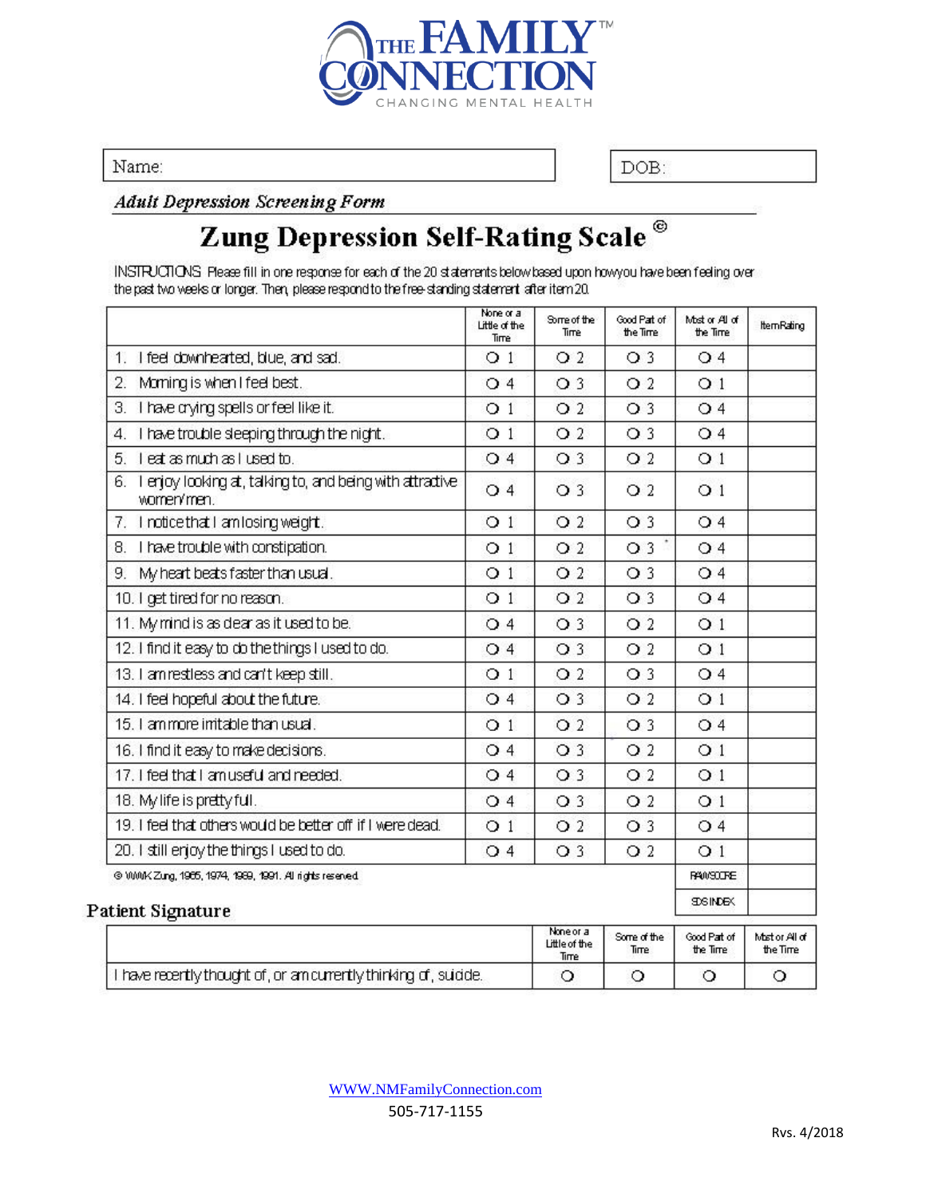THE FAMILY CONNECTION™
CHANGING MENTAL HEALTH

Name:

DOB:

***Adult Depression Screening Form***

# Zung Depression Self-Rating Scale ©

INSTRUCTIONS: Please fill in one response for each of the 20 statements below based upon how you have been feeling over the past two weeks or longer. Then, please respond to the free-standing statement after item 20.

| | None or a Little of the Time | Some of the Time | Good Part of the Time | Most or All of the Time | Item Rating |
|---|---|---|---|---|---|
| 1. I feel downhearted, blue, and sad. | ○ 1 | ○ 2 | ○ 3 | ○ 4 | |
| 2. Morning is when I feel best. | ○ 4 | ○ 3 | ○ 2 | ○ 1 | |
| 3. I have crying spells or feel like it. | ○ 1 | ○ 2 | ○ 3 | ○ 4 | |
| 4. I have trouble sleeping through the night. | ○ 1 | ○ 2 | ○ 3 | ○ 4 | |
| 5. I eat as much as I used to. | ○ 4 | ○ 3 | ○ 2 | ○ 1 | |
| 6. I enjoy looking at, talking to, and being with attractive women/men. | ○ 4 | ○ 3 | ○ 2 | ○ 1 | |
| 7. I notice that I am losing weight. | ○ 1 | ○ 2 | ○ 3 | ○ 4 | |
| 8. I have trouble with constipation. | ○ 1 | ○ 2 | ○ 3 | ○ 4 | |
| 9. My heart beats faster than usual. | ○ 1 | ○ 2 | ○ 3 | ○ 4 | |
| 10. I get tired for no reason. | ○ 1 | ○ 2 | ○ 3 | ○ 4 | |
| 11. My mind is as clear as it used to be. | ○ 4 | ○ 3 | ○ 2 | ○ 1 | |
| 12. I find it easy to do the things I used to do. | ○ 4 | ○ 3 | ○ 2 | ○ 1 | |
| 13. I am restless and can't keep still. | ○ 1 | ○ 2 | ○ 3 | ○ 4 | |
| 14. I feel hopeful about the future. | ○ 4 | ○ 3 | ○ 2 | ○ 1 | |
| 15. I am more irritable than usual. | ○ 1 | ○ 2 | ○ 3 | ○ 4 | |
| 16. I find it easy to make decisions. | ○ 4 | ○ 3 | ○ 2 | ○ 1 | |
| 17. I feel that I am useful and needed. | ○ 4 | ○ 3 | ○ 2 | ○ 1 | |
| 18. My life is pretty full. | ○ 4 | ○ 3 | ○ 2 | ○ 1 | |
| 19. I feel that others would be better off if I were dead. | ○ 1 | ○ 2 | ○ 3 | ○ 4 | |
| 20. I still enjoy the things I used to do. | ○ 4 | ○ 3 | ○ 2 | ○ 1 | |
| © WWK Zung, 1965, 1974, 1989, 1991. All rights reserved. | | | | RAW SCORE | |
| | | | | SDS INDEX | |

**Patient Signature**

| | None or a Little of the Time | Some of the Time | Good Part of the Time | Most or All of the Time |
|---|---|---|---|---|
| I have recently thought of, or am currently thinking of, suicide. | ○ | ○ | ○ | ○ |

WWW.NMFamilyConnection.com
505-717-1155

Rvs. 4/2018